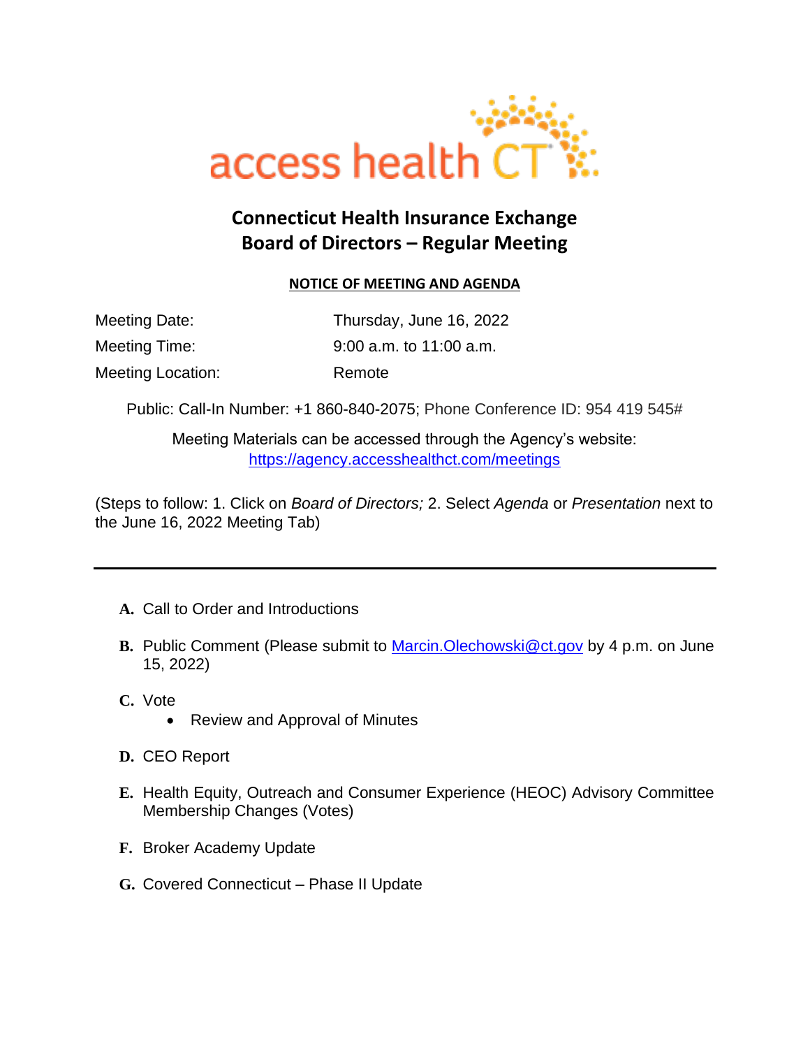access health CT

# Connecticut Health Insurance Exchange
# Board of Directors – Regular Meeting

**NOTICE OF MEETING AND AGENDA**

| | |
|---|---|
| Meeting Date: | Thursday, June 16, 2022 |
| Meeting Time: | 9:00 a.m. to 11:00 a.m. |
| Meeting Location: | Remote |

Public: Call-In Number: +1 860-840-2075; Phone Conference ID: 954 419 545#

Meeting Materials can be accessed through the Agency's website: https://agency.accesshealthct.com/meetings

(Steps to follow: 1. Click on *Board of Directors;* 2. Select *Agenda* or *Presentation* next to the June 16, 2022 Meeting Tab)

---

**A.** Call to Order and Introductions

**B.** Public Comment (Please submit to Marcin.Olechowski@ct.gov by 4 p.m. on June 15, 2022)

**C.** Vote
- Review and Approval of Minutes

**D.** CEO Report

**E.** Health Equity, Outreach and Consumer Experience (HEOC) Advisory Committee Membership Changes (Votes)

**F.** Broker Academy Update

**G.** Covered Connecticut – Phase II Update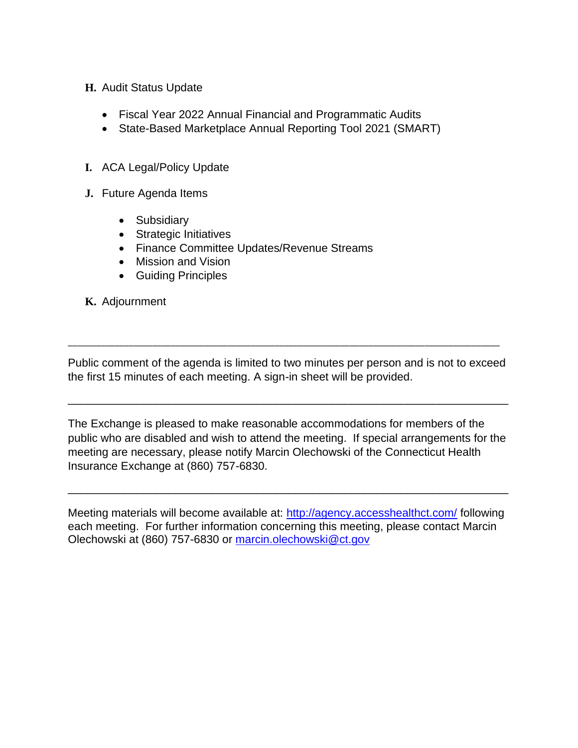**H.** Audit Status Update

- Fiscal Year 2022 Annual Financial and Programmatic Audits
- State-Based Marketplace Annual Reporting Tool 2021 (SMART)

**I.** ACA Legal/Policy Update

**J.** Future Agenda Items

- Subsidiary
- Strategic Initiatives
- Finance Committee Updates/Revenue Streams
- Mission and Vision
- Guiding Principles

**K.** Adjournment

---

Public comment of the agenda is limited to two minutes per person and is not to exceed the first 15 minutes of each meeting. A sign-in sheet will be provided.

---

The Exchange is pleased to make reasonable accommodations for members of the public who are disabled and wish to attend the meeting. If special arrangements for the meeting are necessary, please notify Marcin Olechowski of the Connecticut Health Insurance Exchange at (860) 757-6830.

---

Meeting materials will become available at: [http://agency.accesshealthct.com/](http://agency.accesshealthct.com/) following each meeting. For further information concerning this meeting, please contact Marcin Olechowski at (860) 757-6830 or [marcin.olechowski@ct.gov](mailto:marcin.olechowski@ct.gov)